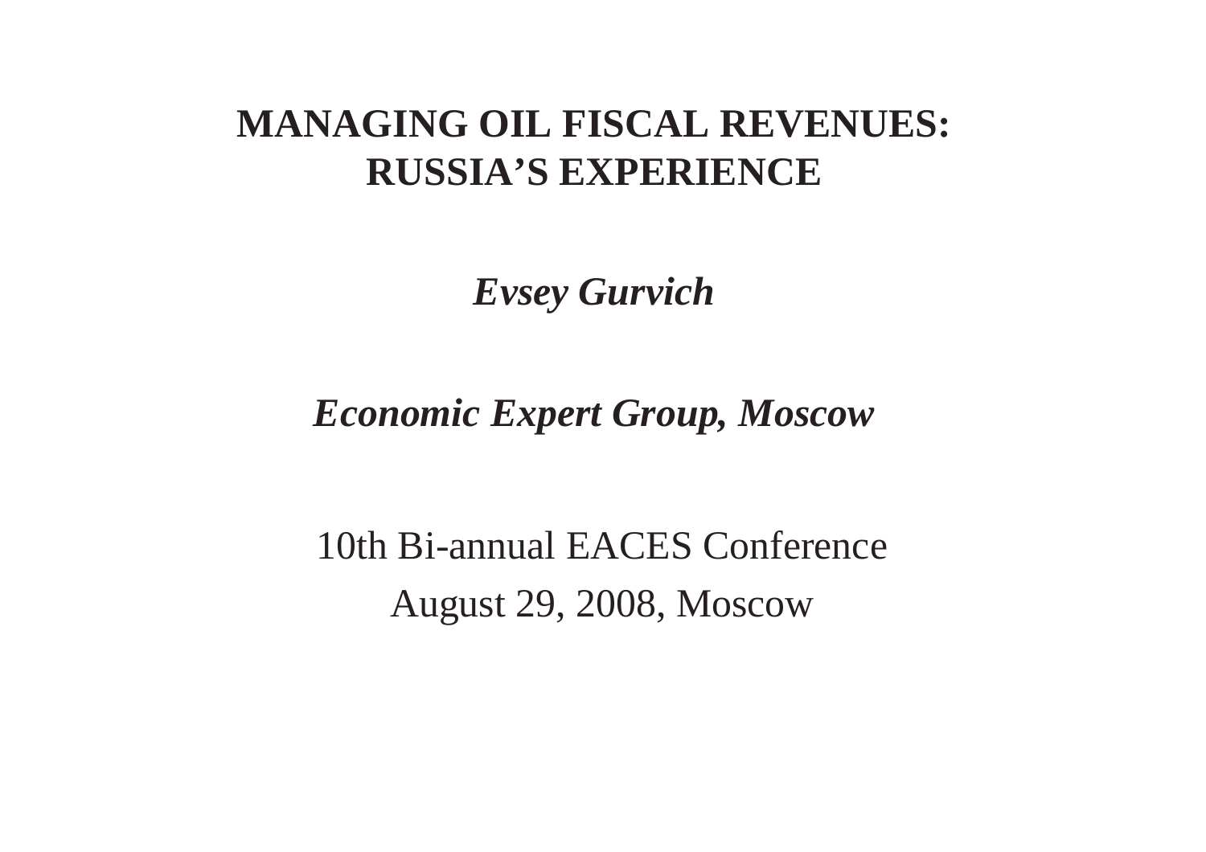# MANAGING OIL FISCAL REVENUES: RUSSIA'S EXPERIENCE

***Evsey Gurvich***

***Economic Expert Group, Moscow***

10th Bi-annual EACES Conference

August 29, 2008, Moscow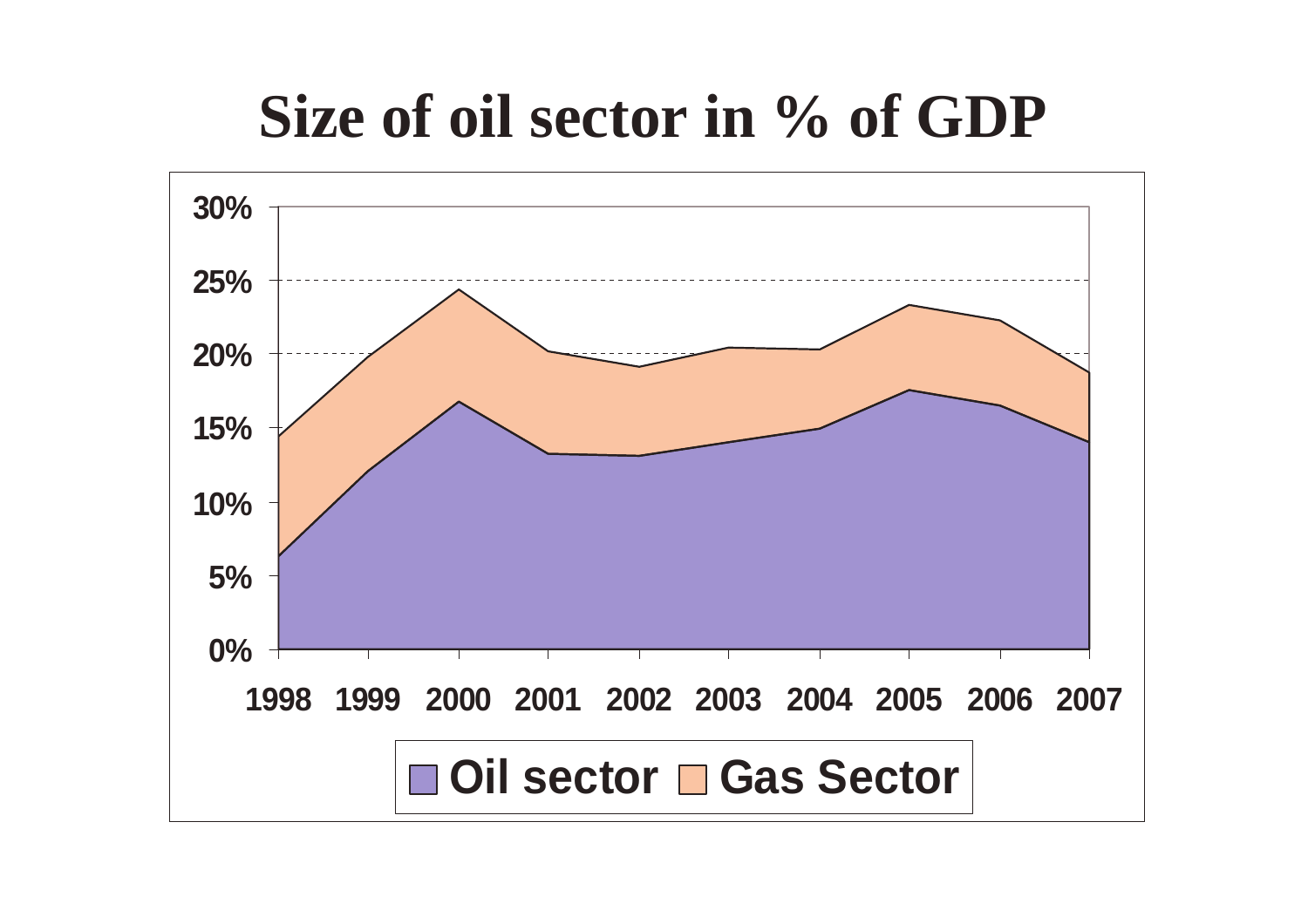# Size of oil sector in % of GDP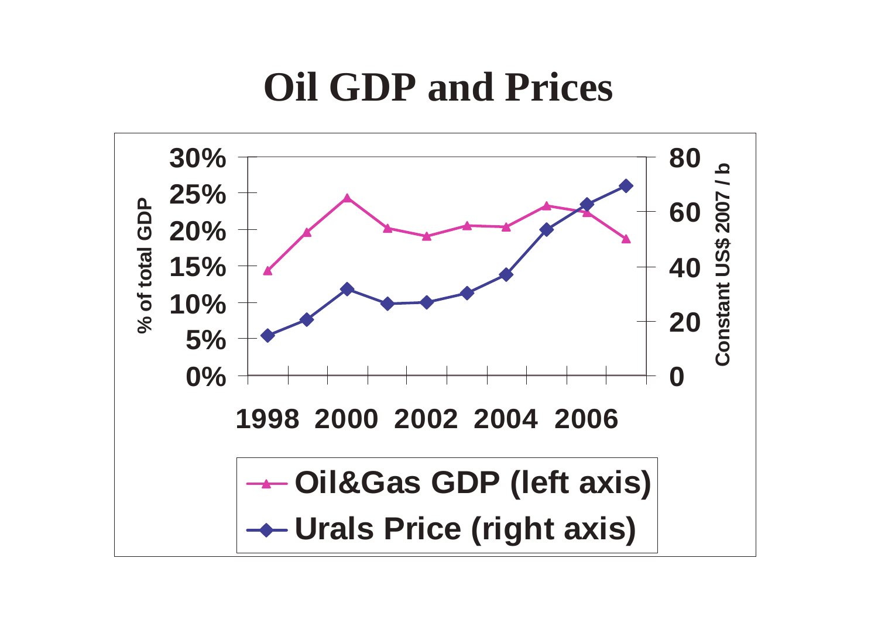# Oil GDP and Prices

% of total GDP

30%
25%
20%
15%
10%
5%
0%

80
60
40
20
0

Constant US$ 2007 / b

1998 2000 2002 2004 2006

Oil&Gas GDP (left axis)

Urals Price (right axis)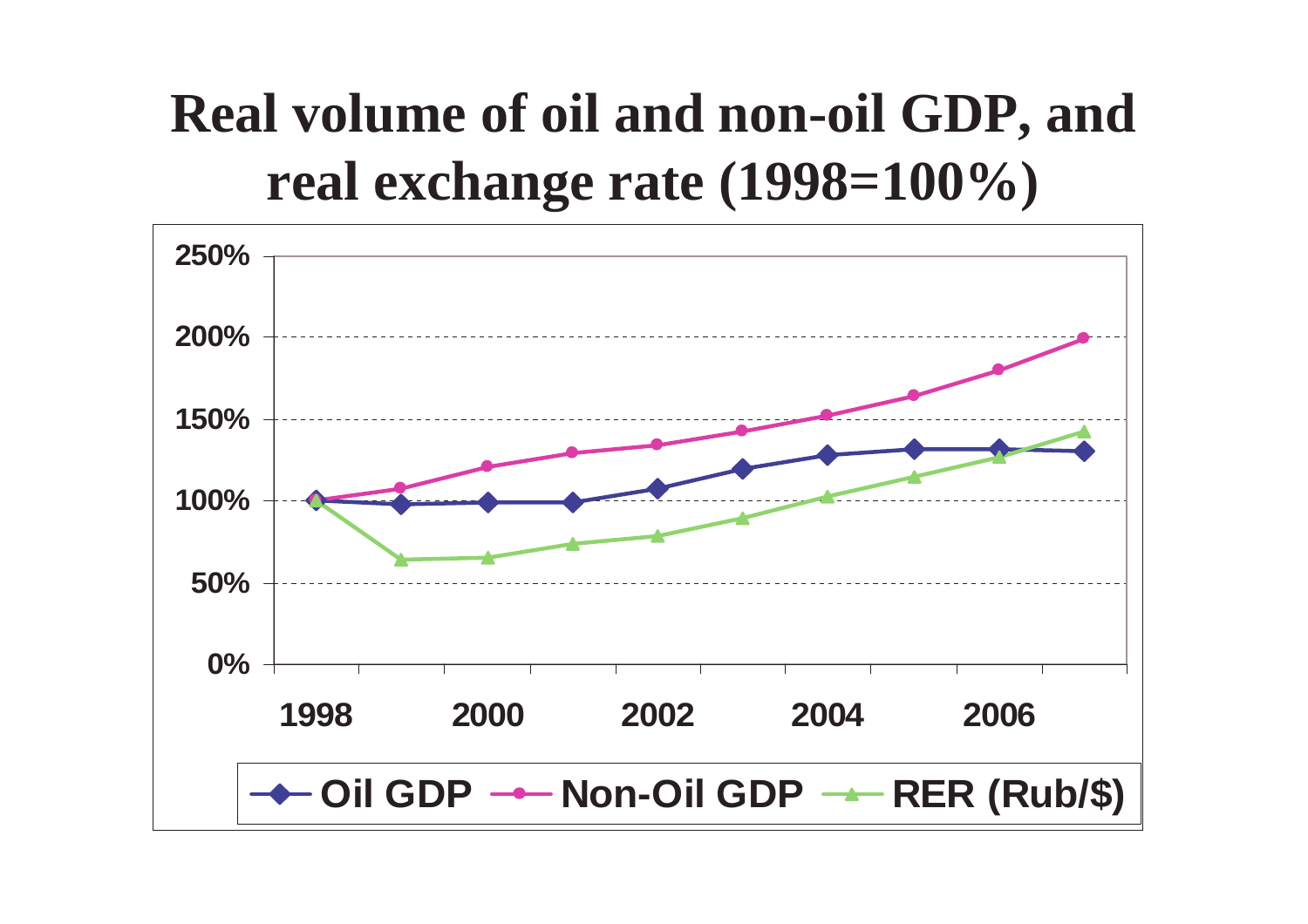# Real volume of oil and non-oil GDP, and real exchange rate (1998=100%)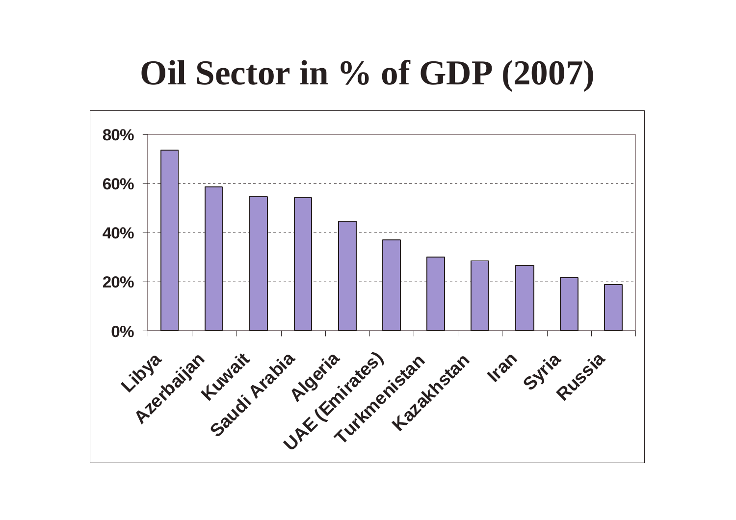# Oil Sector in % of GDP (2007)

| Country | Oil Sector in % of GDP |
|---|---|
| Libya | ~74% |
| Azerbaijan | ~59% |
| Kuwait | ~55% |
| Saudi Arabia | ~54% |
| Algeria | ~45% |
| UAE (Emirates) | ~37% |
| Turkmenistan | ~30% |
| Kazakhstan | ~29% |
| Iran | ~27% |
| Syria | ~22% |
| Russia | ~19% |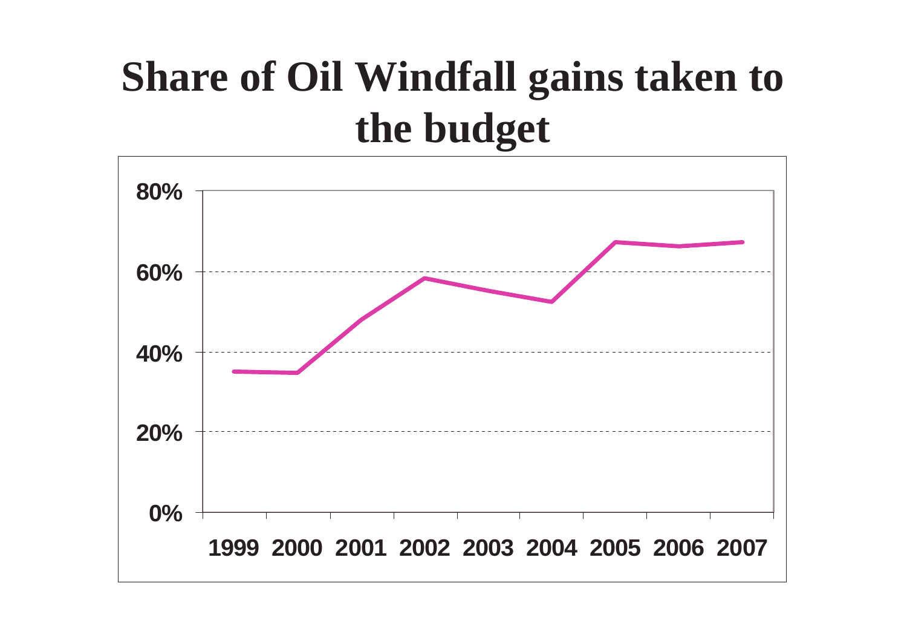# Share of Oil Windfall gains taken to the budget

80%

60%

40%

20%

0%

1999 2000 2001 2002 2003 2004 2005 2006 2007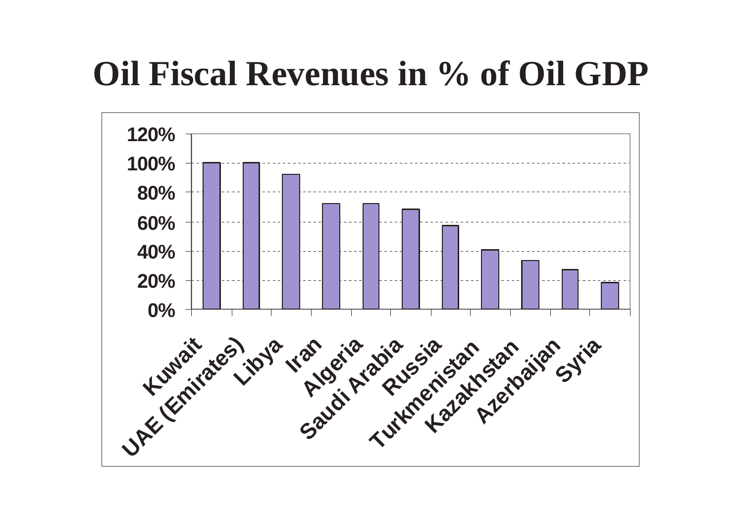# Oil Fiscal Revenues in % of Oil GDP

| Country | Oil Fiscal Revenues in % of Oil GDP |
| --- | --- |
| Kuwait | 100% |
| UAE (Emirates) | 100% |
| Libya | 92% |
| Iran | 72% |
| Algeria | 72% |
| Saudi Arabia | 68% |
| Russia | 57% |
| Turkmenistan | 40% |
| Kazakhstan | 33% |
| Azerbaijan | 27% |
| Syria | 18% |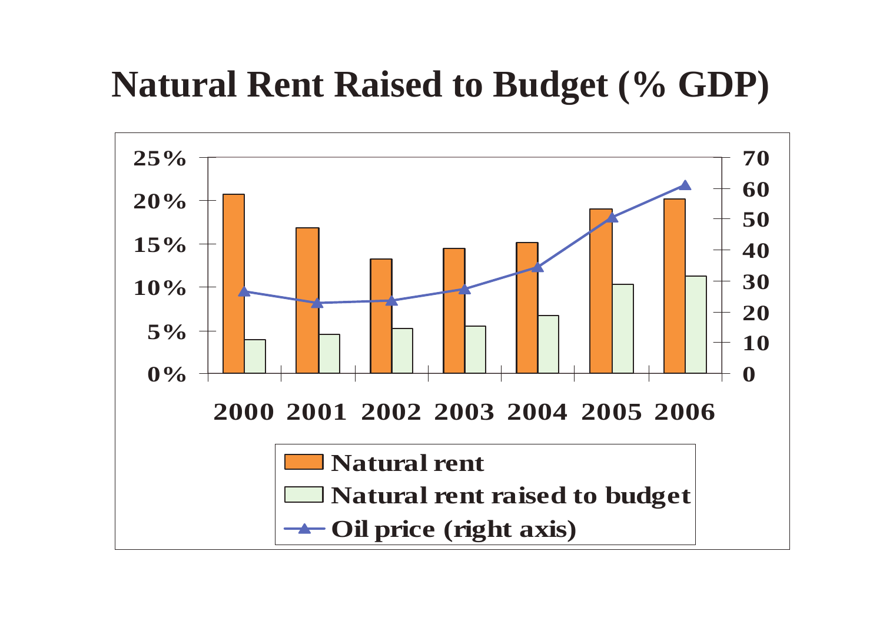# Natural Rent Raised to Budget (% GDP)

25%
20%
15%
10%
5%
0%

70
60
50
40
30
20
10
0

2000 2001 2002 2003 2004 2005 2006

Natural rent

Natural rent raised to budget

Oil price (right axis)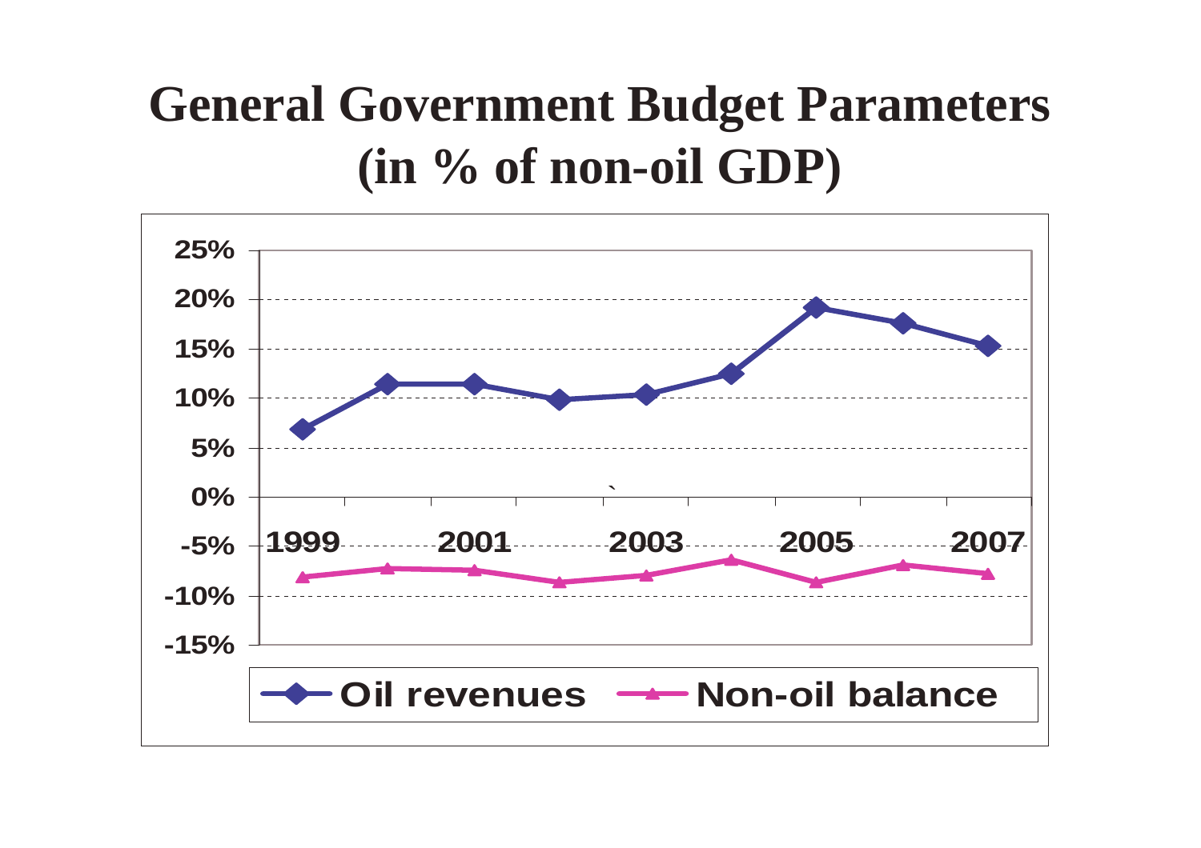# General Government Budget Parameters (in % of non-oil GDP)

| Year | Oil revenues | Non-oil balance |
|---|---|---|
| 1999 | 7% | -8% |
| 2000 | 11.5% | -7% |
| 2001 | 11.5% | -7.5% |
| 2002 | 10% | -8.5% |
| 2003 | 10.5% | -8% |
| 2004 | 12.5% | -6.5% |
| 2005 | 19% | -8.5% |
| 2006 | 17.5% | -7% |
| 2007 | 15.5% | -7.5% |

*Values are approximate readings from a line chart (y-axis from -15% to 25%).*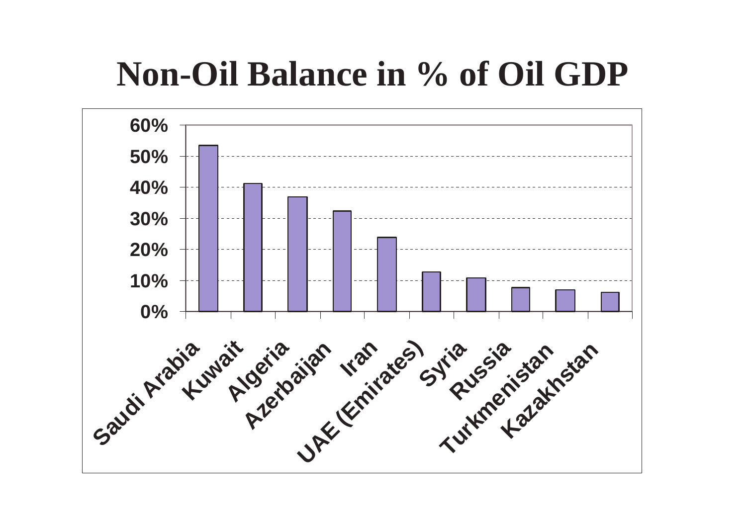# Non-Oil Balance in % of Oil GDP

| Country | Non-Oil Balance in % of Oil GDP |
| --- | --- |
| Saudi Arabia | ~53% |
| Kuwait | ~41% |
| Algeria | ~37% |
| Azerbaijan | ~32% |
| Iran | ~24% |
| UAE (Emirates) | ~13% |
| Syria | ~11% |
| Russia | ~8% |
| Turkmenistan | ~7% |
| Kazakhstan | ~6% |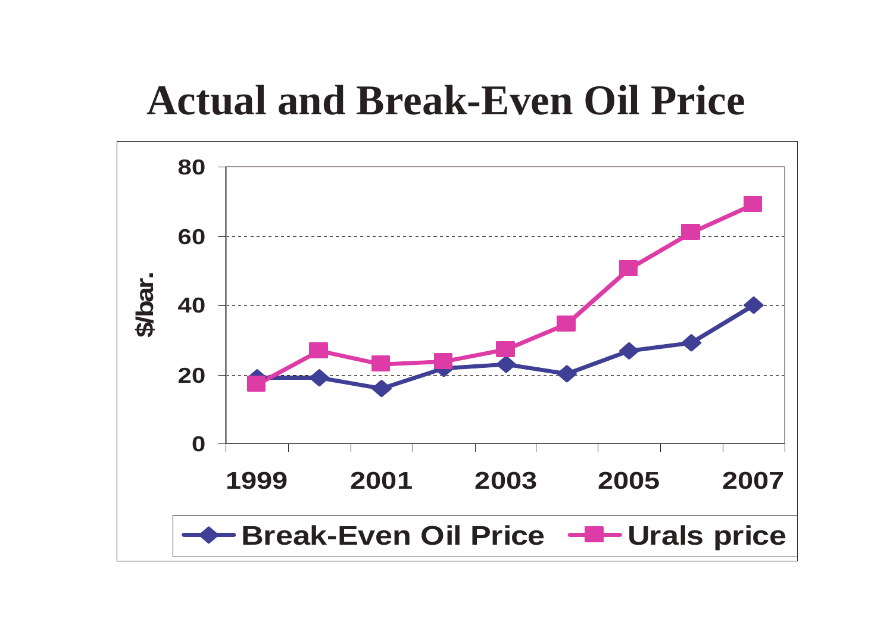# Actual and Break-Even Oil Price

80

60

40

20

0

$/bar.

1999 2001 2003 2005 2007

Break-Even Oil Price — Urals price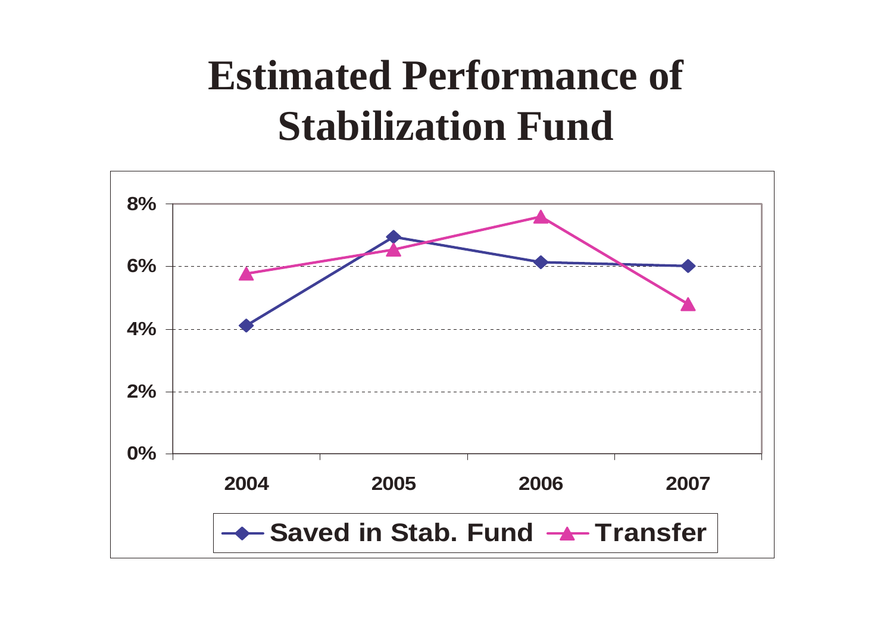# Estimated Performance of Stabilization Fund

| | 2004 | 2005 | 2006 | 2007 |
|---|---|---|---|---|
| Saved in Stab. Fund | 4.1% | 6.9% | 6.1% | 6.0% |
| Transfer | 5.8% | 6.6% | 7.6% | 4.8% |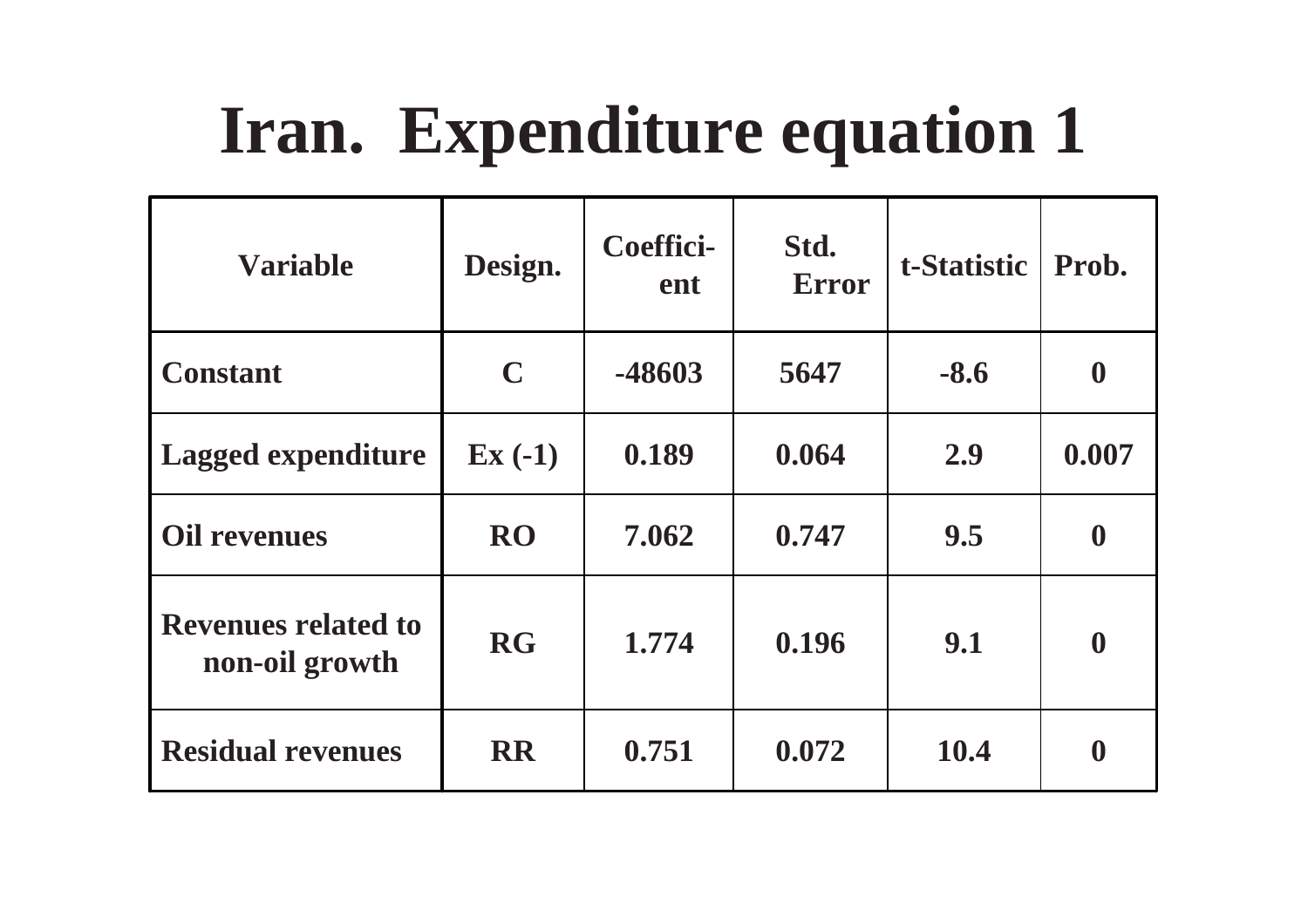# Iran. Expenditure equation 1

| Variable | Design. | Coefficient | Std. Error | t-Statistic | Prob. |
|---|---|---|---|---|---|
| Constant | C | -48603 | 5647 | -8.6 | 0 |
| Lagged expenditure | Ex (-1) | 0.189 | 0.064 | 2.9 | 0.007 |
| Oil revenues | RO | 7.062 | 0.747 | 9.5 | 0 |
| Revenues related to non-oil growth | RG | 1.774 | 0.196 | 9.1 | 0 |
| Residual revenues | RR | 0.751 | 0.072 | 10.4 | 0 |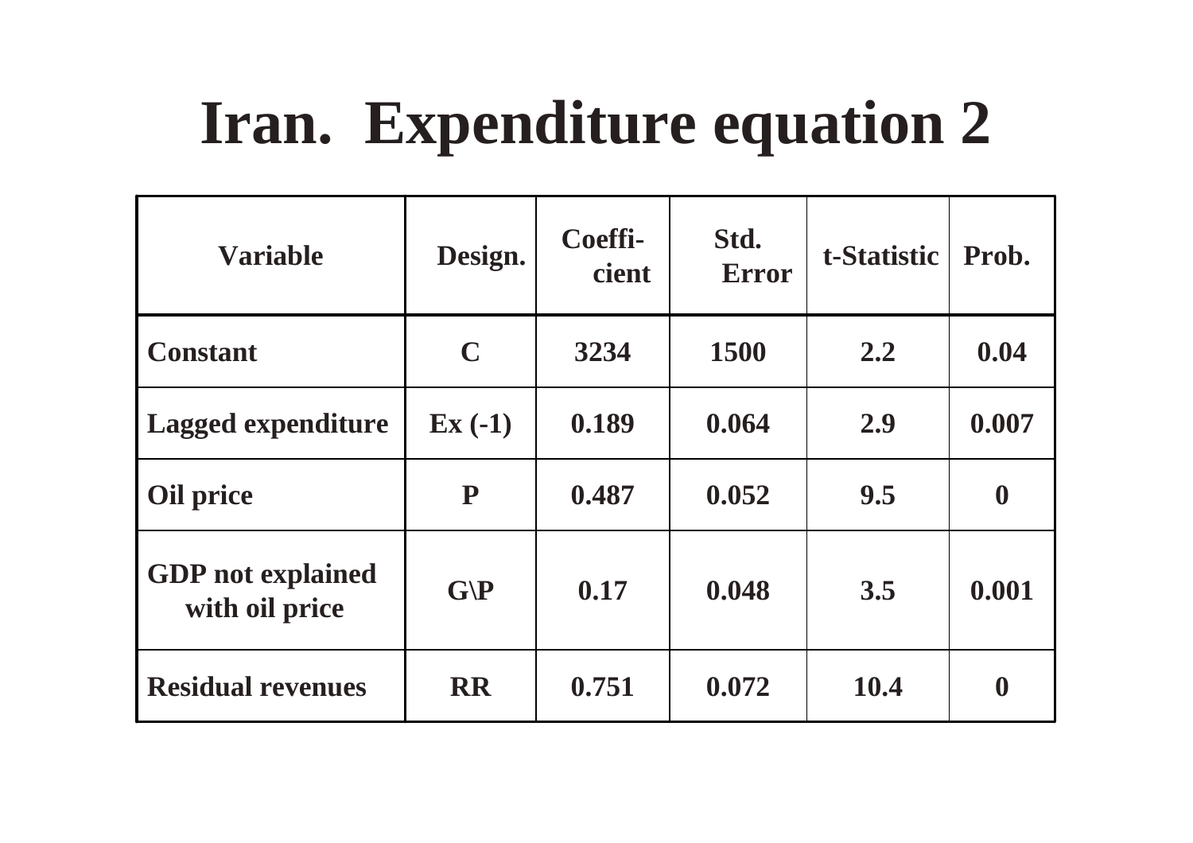# Iran. Expenditure equation 2

| Variable | Design. | Coeffi-cient | Std. Error | t-Statistic | Prob. |
|---|---|---|---|---|---|
| **Constant** | **C** | **3234** | **1500** | **2.2** | **0.04** |
| **Lagged expenditure** | **Ex (-1)** | **0.189** | **0.064** | **2.9** | **0.007** |
| **Oil price** | **P** | **0.487** | **0.052** | **9.5** | **0** |
| **GDP not explained with oil price** | **G\P** | **0.17** | **0.048** | **3.5** | **0.001** |
| **Residual revenues** | **RR** | **0.751** | **0.072** | **10.4** | **0** |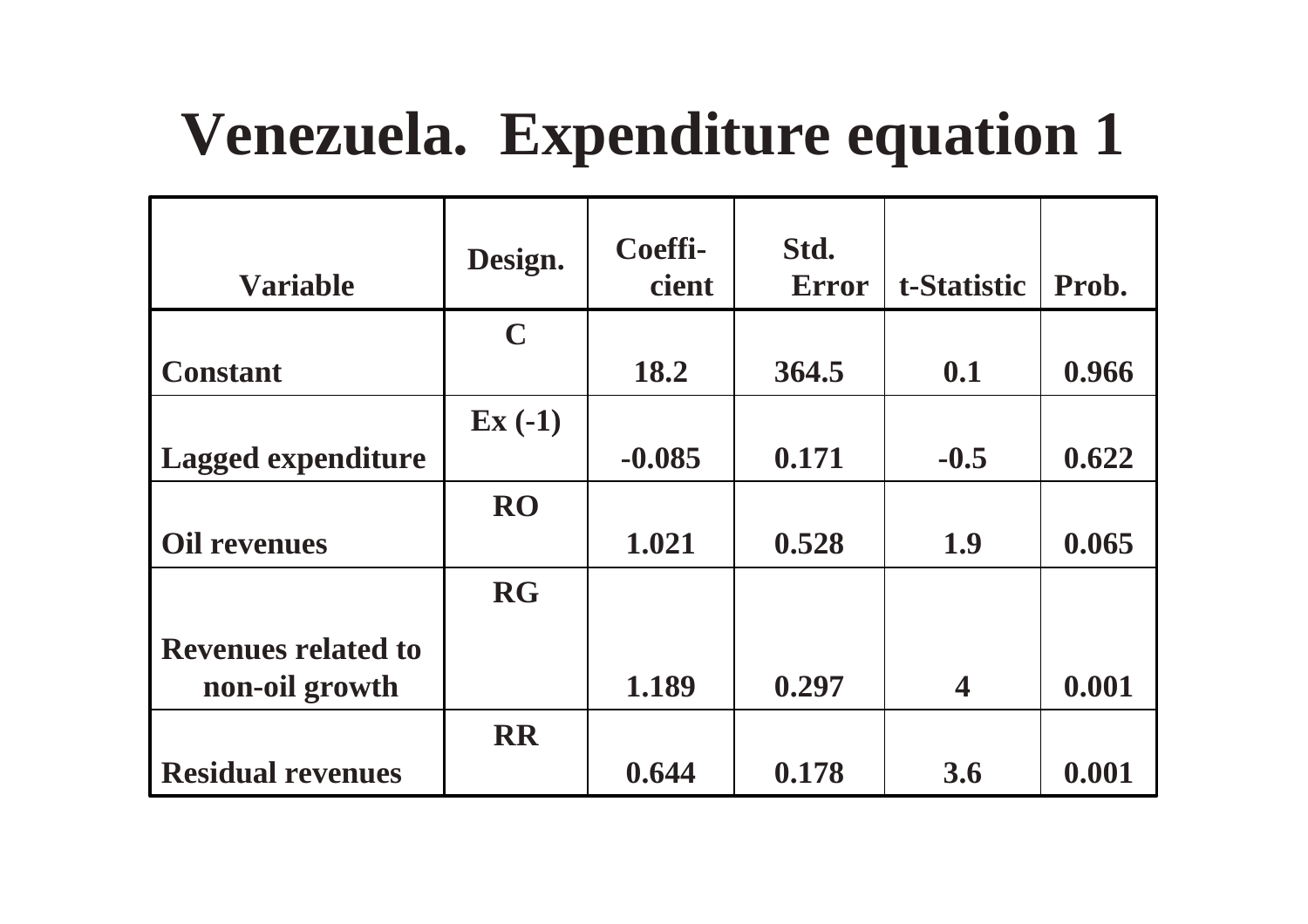# Venezuela. Expenditure equation 1

| Variable | Design. | Coefficient | Std. Error | t-Statistic | Prob. |
|---|---|---|---|---|---|
| Constant | C | 18.2 | 364.5 | 0.1 | 0.966 |
| Lagged expenditure | Ex (-1) | -0.085 | 0.171 | -0.5 | 0.622 |
| Oil revenues | RO | 1.021 | 0.528 | 1.9 | 0.065 |
| Revenues related to non-oil growth | RG | 1.189 | 0.297 | 4 | 0.001 |
| Residual revenues | RR | 0.644 | 0.178 | 3.6 | 0.001 |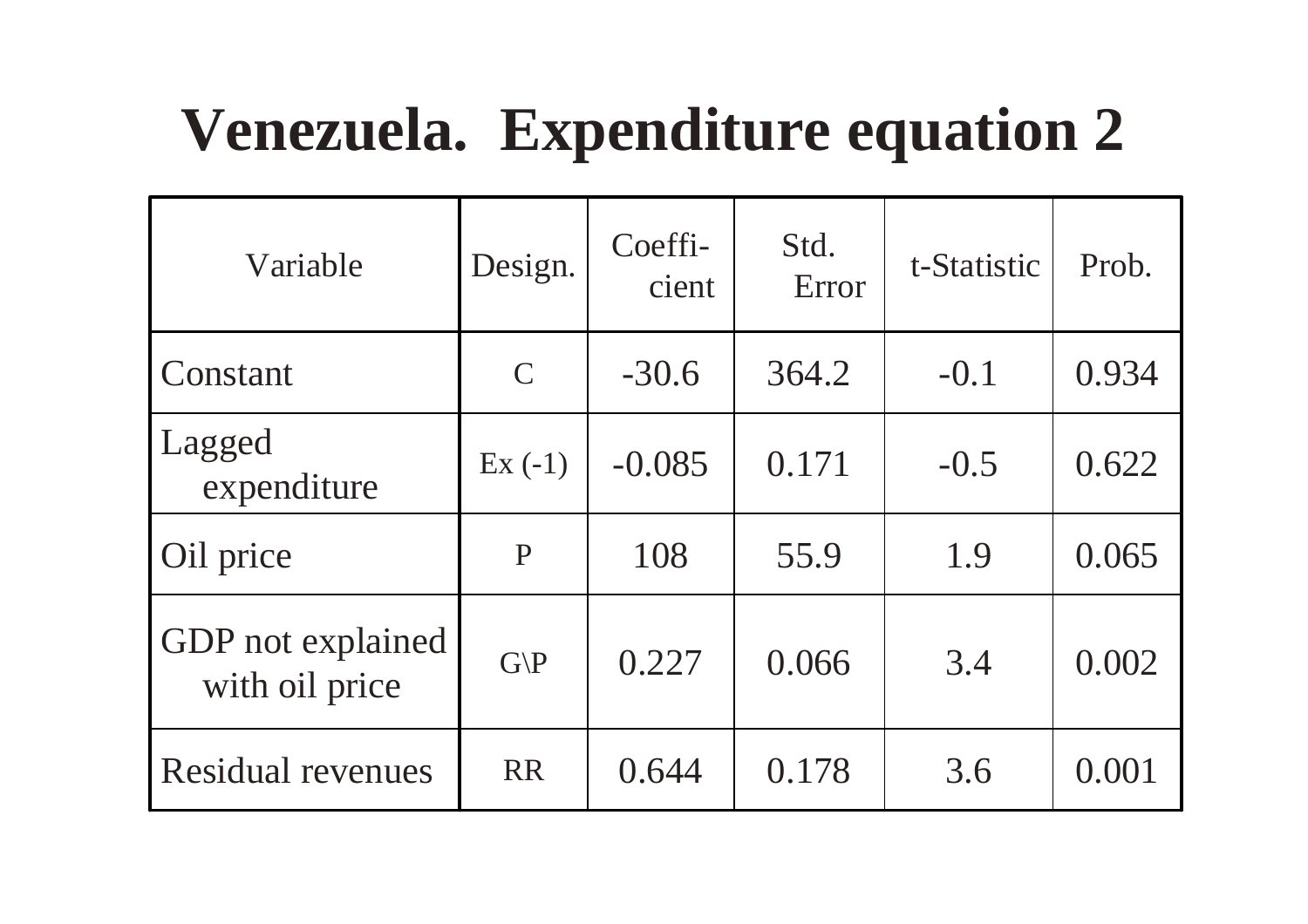# Venezuela. Expenditure equation 2

| Variable | Design. | Coefficient | Std. Error | t-Statistic | Prob. |
|---|---|---|---|---|---|
| Constant | C | -30.6 | 364.2 | -0.1 | 0.934 |
| Lagged expenditure | Ex (-1) | -0.085 | 0.171 | -0.5 | 0.622 |
| Oil price | P | 108 | 55.9 | 1.9 | 0.065 |
| GDP not explained with oil price | G\P | 0.227 | 0.066 | 3.4 | 0.002 |
| Residual revenues | RR | 0.644 | 0.178 | 3.6 | 0.001 |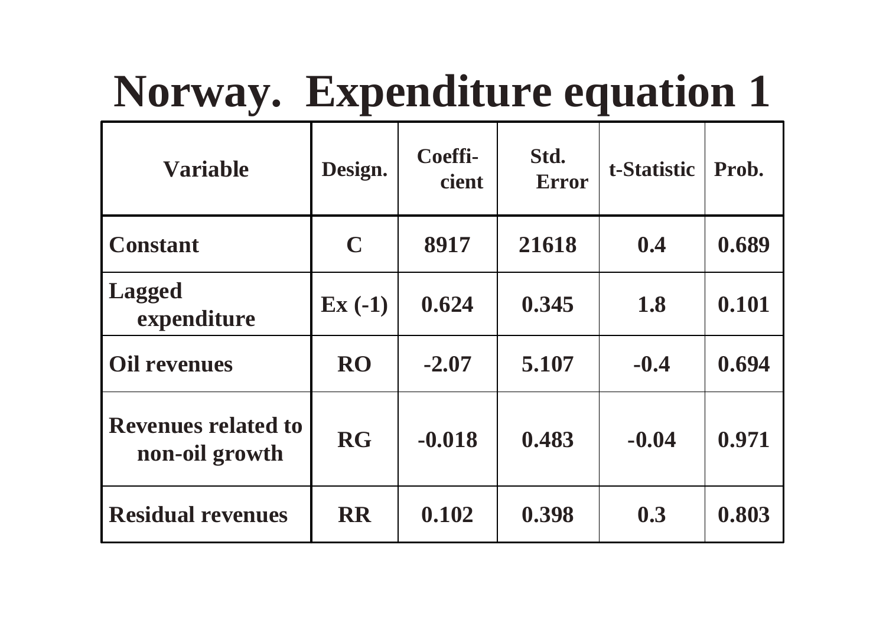# Norway. Expenditure equation 1

| Variable | Design. | Coefficient | Std. Error | t-Statistic | Prob. |
|---|---|---|---|---|---|
| Constant | C | 8917 | 21618 | 0.4 | 0.689 |
| Lagged expenditure | Ex (-1) | 0.624 | 0.345 | 1.8 | 0.101 |
| Oil revenues | RO | -2.07 | 5.107 | -0.4 | 0.694 |
| Revenues related to non-oil growth | RG | -0.018 | 0.483 | -0.04 | 0.971 |
| Residual revenues | RR | 0.102 | 0.398 | 0.3 | 0.803 |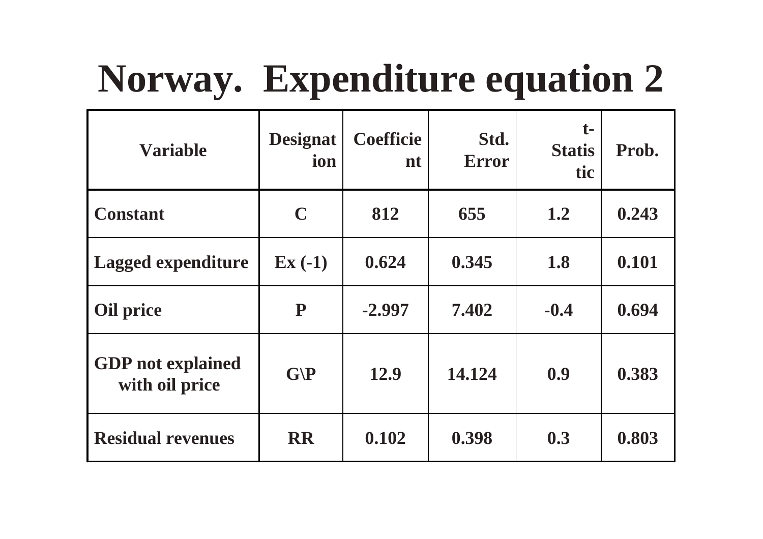# Norway. Expenditure equation 2

| Variable | Designation | Coefficient | Std. Error | t-Statistic | Prob. |
|---|---|---|---|---|---|
| **Constant** | **C** | **812** | **655** | **1.2** | **0.243** |
| **Lagged expenditure** | **Ex (-1)** | **0.624** | **0.345** | **1.8** | **0.101** |
| **Oil price** | **P** | **-2.997** | **7.402** | **-0.4** | **0.694** |
| **GDP not explained with oil price** | **G\P** | **12.9** | **14.124** | **0.9** | **0.383** |
| **Residual revenues** | **RR** | **0.102** | **0.398** | **0.3** | **0.803** |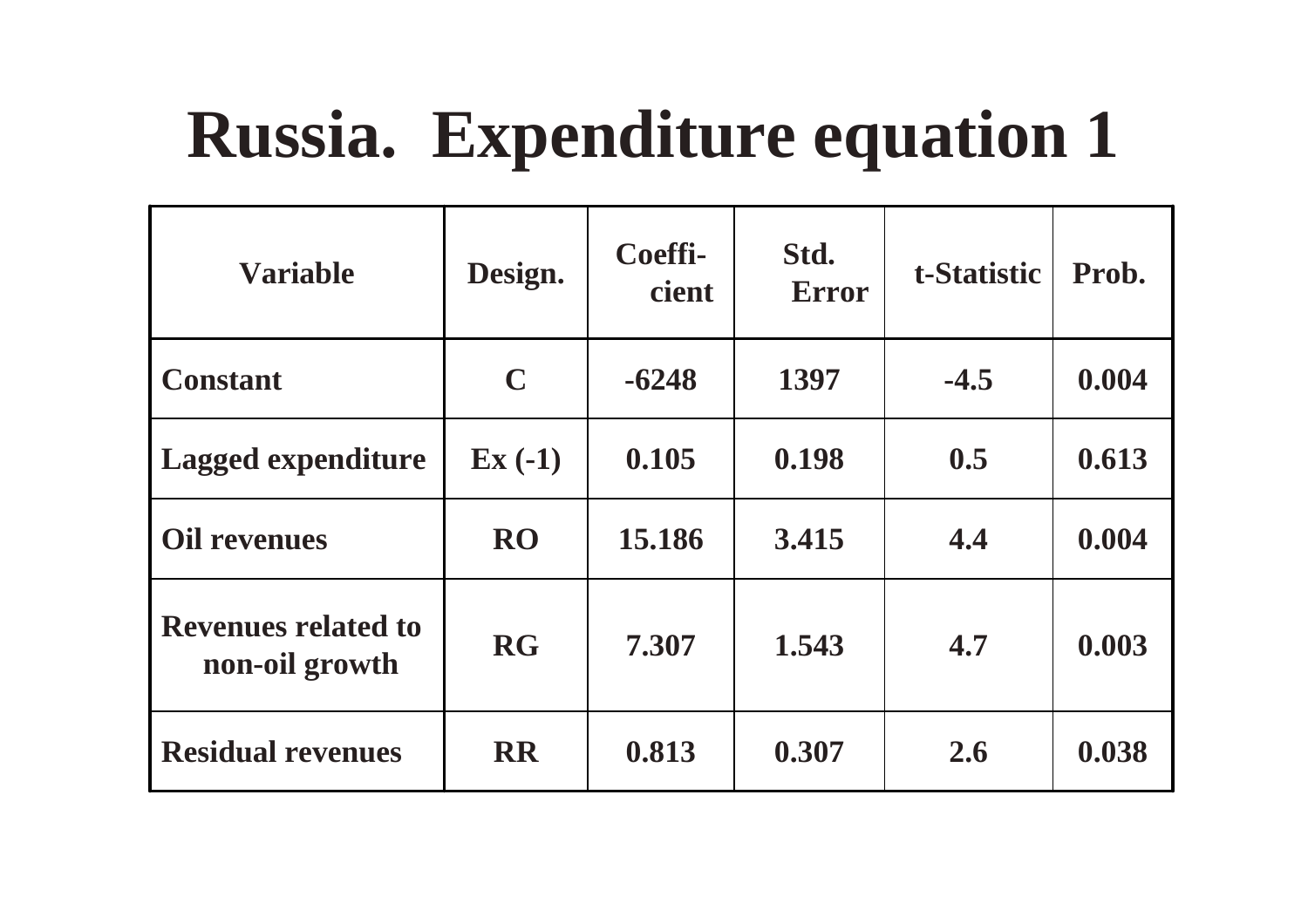# Russia. Expenditure equation 1

| Variable | Design. | Coeffi-cient | Std. Error | t-Statistic | Prob. |
|---|---|---|---|---|---|
| Constant | C | -6248 | 1397 | -4.5 | 0.004 |
| Lagged expenditure | Ex (-1) | 0.105 | 0.198 | 0.5 | 0.613 |
| Oil revenues | RO | 15.186 | 3.415 | 4.4 | 0.004 |
| Revenues related to non-oil growth | RG | 7.307 | 1.543 | 4.7 | 0.003 |
| Residual revenues | RR | 0.813 | 0.307 | 2.6 | 0.038 |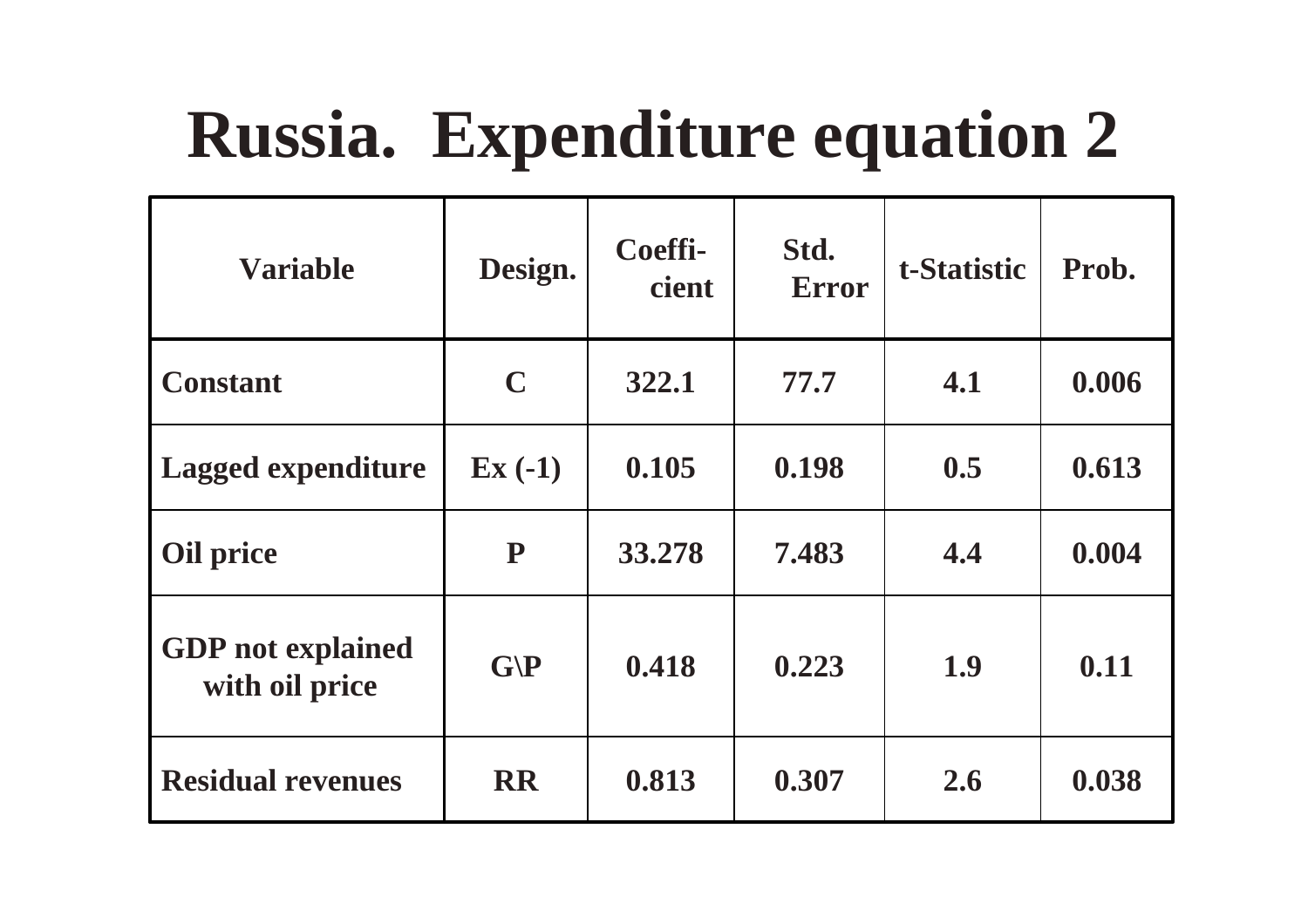# Russia. Expenditure equation 2

| Variable | Design. | Coefficient | Std. Error | t-Statistic | Prob. |
|---|---|---|---|---|---|
| Constant | C | 322.1 | 77.7 | 4.1 | 0.006 |
| Lagged expenditure | Ex (-1) | 0.105 | 0.198 | 0.5 | 0.613 |
| Oil price | P | 33.278 | 7.483 | 4.4 | 0.004 |
| GDP not explained with oil price | G\P | 0.418 | 0.223 | 1.9 | 0.11 |
| Residual revenues | RR | 0.813 | 0.307 | 2.6 | 0.038 |